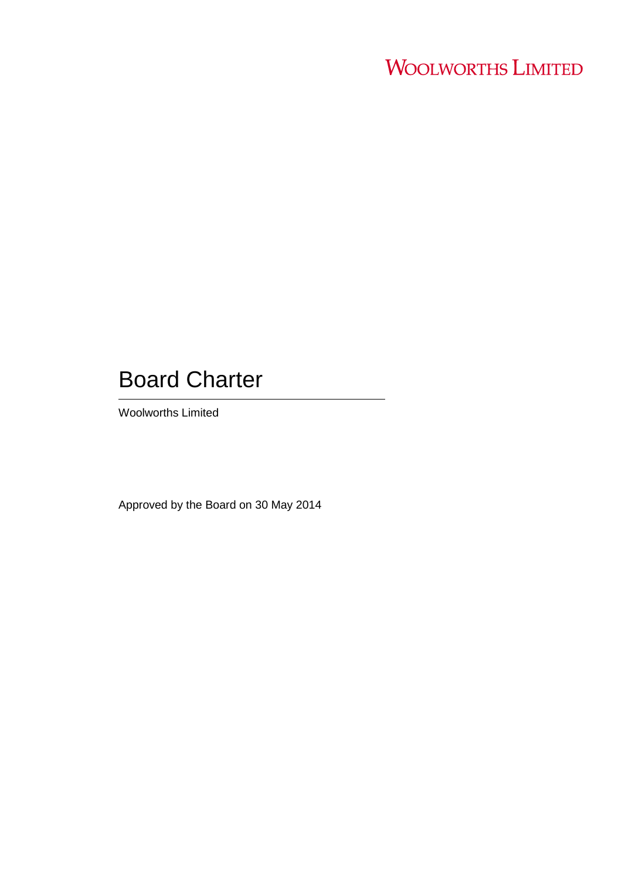WOOLWORTHS LIMITED

# Board Charter

Woolworths Limited

Approved by the Board on 30 May 2014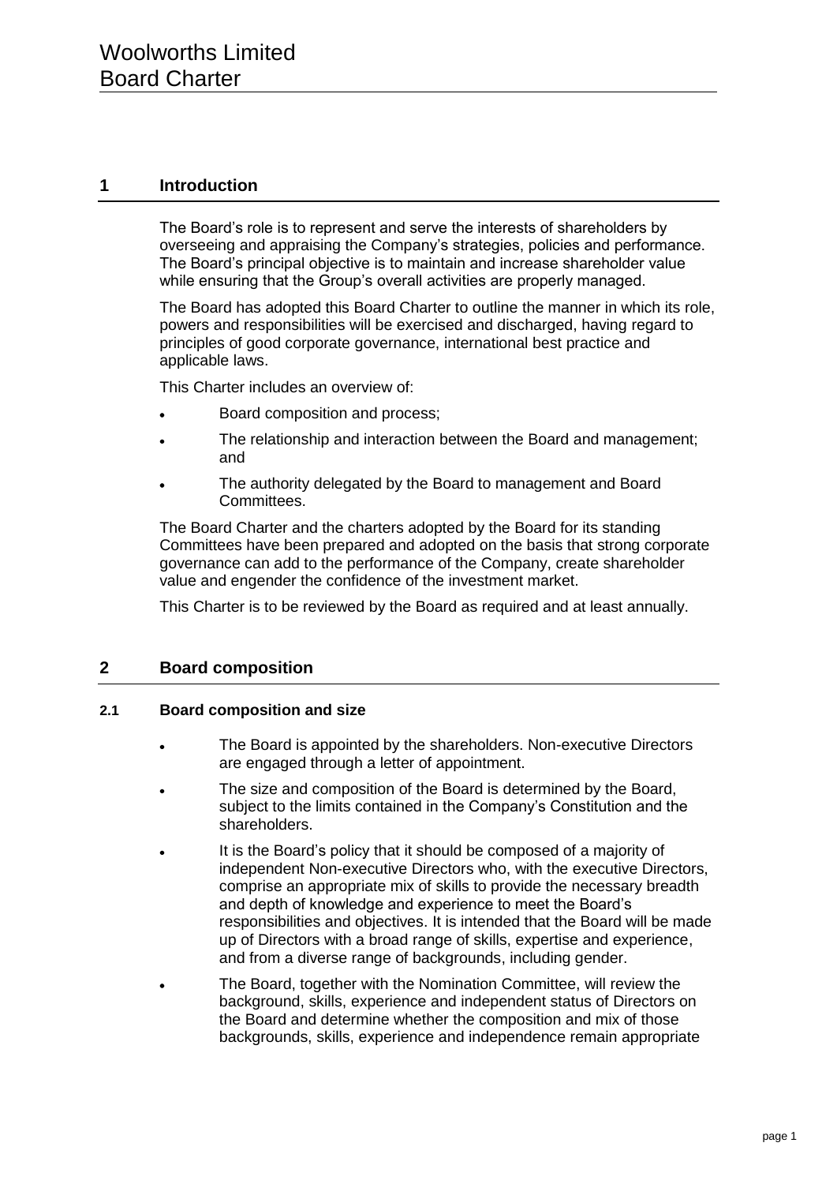# Woolworths Limited
# Board Charter

## 1 Introduction

The Board's role is to represent and serve the interests of shareholders by overseeing and appraising the Company's strategies, policies and performance. The Board's principal objective is to maintain and increase shareholder value while ensuring that the Group's overall activities are properly managed.

The Board has adopted this Board Charter to outline the manner in which its role, powers and responsibilities will be exercised and discharged, having regard to principles of good corporate governance, international best practice and applicable laws.

This Charter includes an overview of:

- Board composition and process;
- The relationship and interaction between the Board and management; and
- The authority delegated by the Board to management and Board Committees.

The Board Charter and the charters adopted by the Board for its standing Committees have been prepared and adopted on the basis that strong corporate governance can add to the performance of the Company, create shareholder value and engender the confidence of the investment market.

This Charter is to be reviewed by the Board as required and at least annually.

## 2 Board composition

### 2.1 Board composition and size

- The Board is appointed by the shareholders. Non-executive Directors are engaged through a letter of appointment.
- The size and composition of the Board is determined by the Board, subject to the limits contained in the Company's Constitution and the shareholders.
- It is the Board's policy that it should be composed of a majority of independent Non-executive Directors who, with the executive Directors, comprise an appropriate mix of skills to provide the necessary breadth and depth of knowledge and experience to meet the Board's responsibilities and objectives. It is intended that the Board will be made up of Directors with a broad range of skills, expertise and experience, and from a diverse range of backgrounds, including gender.
- The Board, together with the Nomination Committee, will review the background, skills, experience and independent status of Directors on the Board and determine whether the composition and mix of those backgrounds, skills, experience and independence remain appropriate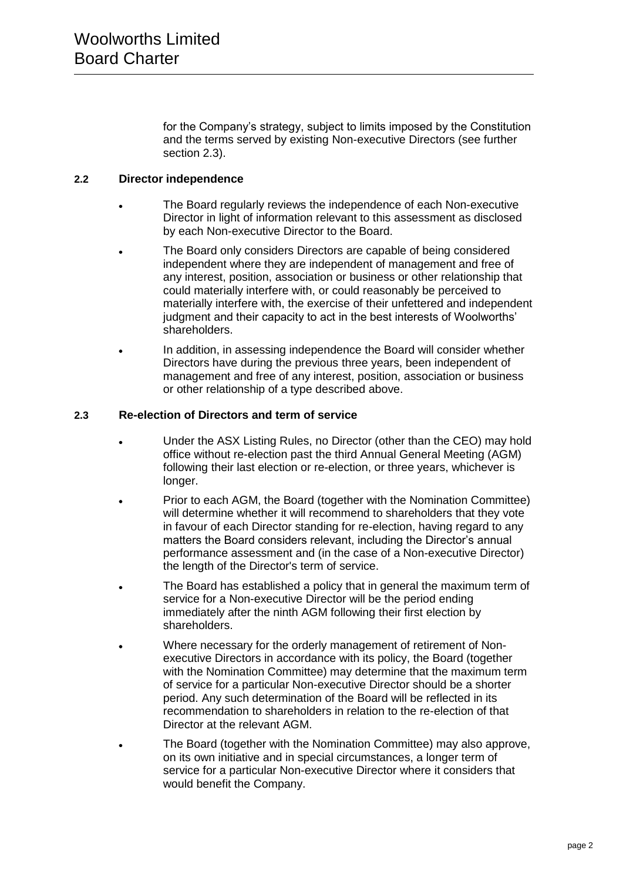for the Company's strategy, subject to limits imposed by the Constitution and the terms served by existing Non-executive Directors (see further section 2.3).

### 2.2 Director independence

- The Board regularly reviews the independence of each Non-executive Director in light of information relevant to this assessment as disclosed by each Non-executive Director to the Board.
- The Board only considers Directors are capable of being considered independent where they are independent of management and free of any interest, position, association or business or other relationship that could materially interfere with, or could reasonably be perceived to materially interfere with, the exercise of their unfettered and independent judgment and their capacity to act in the best interests of Woolworths' shareholders.
- In addition, in assessing independence the Board will consider whether Directors have during the previous three years, been independent of management and free of any interest, position, association or business or other relationship of a type described above.

### 2.3 Re-election of Directors and term of service

- Under the ASX Listing Rules, no Director (other than the CEO) may hold office without re-election past the third Annual General Meeting (AGM) following their last election or re-election, or three years, whichever is longer.
- Prior to each AGM, the Board (together with the Nomination Committee) will determine whether it will recommend to shareholders that they vote in favour of each Director standing for re-election, having regard to any matters the Board considers relevant, including the Director's annual performance assessment and (in the case of a Non-executive Director) the length of the Director's term of service.
- The Board has established a policy that in general the maximum term of service for a Non-executive Director will be the period ending immediately after the ninth AGM following their first election by shareholders.
- Where necessary for the orderly management of retirement of Non-executive Directors in accordance with its policy, the Board (together with the Nomination Committee) may determine that the maximum term of service for a particular Non-executive Director should be a shorter period. Any such determination of the Board will be reflected in its recommendation to shareholders in relation to the re-election of that Director at the relevant AGM.
- The Board (together with the Nomination Committee) may also approve, on its own initiative and in special circumstances, a longer term of service for a particular Non-executive Director where it considers that would benefit the Company.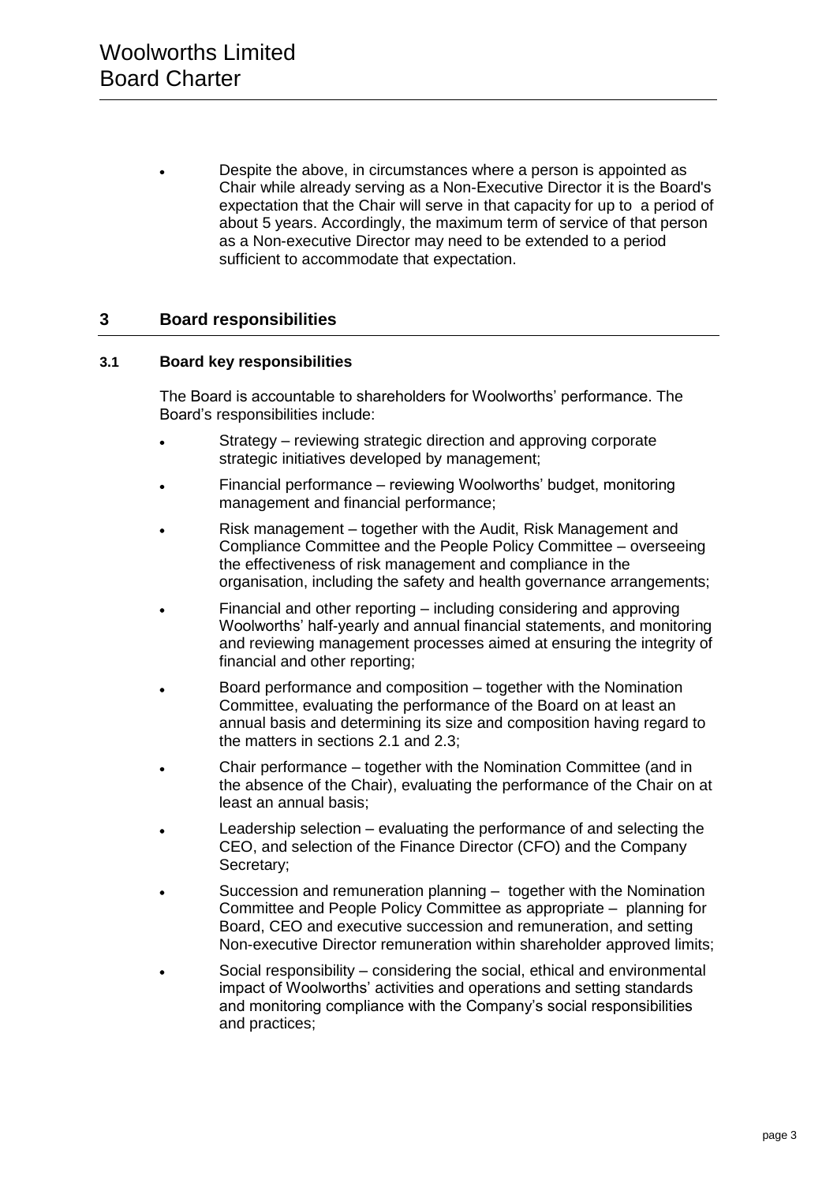- Despite the above, in circumstances where a person is appointed as Chair while already serving as a Non-Executive Director it is the Board's expectation that the Chair will serve in that capacity for up to a period of about 5 years. Accordingly, the maximum term of service of that person as a Non-executive Director may need to be extended to a period sufficient to accommodate that expectation.

## 3 Board responsibilities

### 3.1 Board key responsibilities

The Board is accountable to shareholders for Woolworths' performance. The Board's responsibilities include:

- Strategy – reviewing strategic direction and approving corporate strategic initiatives developed by management;
- Financial performance – reviewing Woolworths' budget, monitoring management and financial performance;
- Risk management – together with the Audit, Risk Management and Compliance Committee and the People Policy Committee – overseeing the effectiveness of risk management and compliance in the organisation, including the safety and health governance arrangements;
- Financial and other reporting – including considering and approving Woolworths' half-yearly and annual financial statements, and monitoring and reviewing management processes aimed at ensuring the integrity of financial and other reporting;
- Board performance and composition – together with the Nomination Committee, evaluating the performance of the Board on at least an annual basis and determining its size and composition having regard to the matters in sections 2.1 and 2.3;
- Chair performance – together with the Nomination Committee (and in the absence of the Chair), evaluating the performance of the Chair on at least an annual basis;
- Leadership selection – evaluating the performance of and selecting the CEO, and selection of the Finance Director (CFO) and the Company Secretary;
- Succession and remuneration planning – together with the Nomination Committee and People Policy Committee as appropriate – planning for Board, CEO and executive succession and remuneration, and setting Non-executive Director remuneration within shareholder approved limits;
- Social responsibility – considering the social, ethical and environmental impact of Woolworths' activities and operations and setting standards and monitoring compliance with the Company's social responsibilities and practices;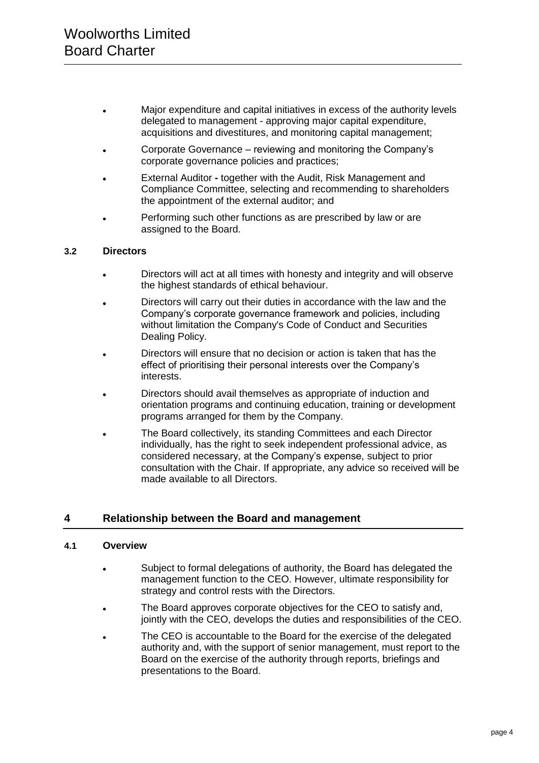- Major expenditure and capital initiatives in excess of the authority levels delegated to management - approving major capital expenditure, acquisitions and divestitures, and monitoring capital management;
- Corporate Governance – reviewing and monitoring the Company's corporate governance policies and practices;
- External Auditor **-** together with the Audit, Risk Management and Compliance Committee, selecting and recommending to shareholders the appointment of the external auditor; and
- Performing such other functions as are prescribed by law or are assigned to the Board.

### 3.2 Directors

- Directors will act at all times with honesty and integrity and will observe the highest standards of ethical behaviour.
- Directors will carry out their duties in accordance with the law and the Company's corporate governance framework and policies, including without limitation the Company's Code of Conduct and Securities Dealing Policy.
- Directors will ensure that no decision or action is taken that has the effect of prioritising their personal interests over the Company's interests.
- Directors should avail themselves as appropriate of induction and orientation programs and continuing education, training or development programs arranged for them by the Company.
- The Board collectively, its standing Committees and each Director individually, has the right to seek independent professional advice, as considered necessary, at the Company's expense, subject to prior consultation with the Chair. If appropriate, any advice so received will be made available to all Directors.

## 4 Relationship between the Board and management

### 4.1 Overview

- Subject to formal delegations of authority, the Board has delegated the management function to the CEO. However, ultimate responsibility for strategy and control rests with the Directors.
- The Board approves corporate objectives for the CEO to satisfy and, jointly with the CEO, develops the duties and responsibilities of the CEO.
- The CEO is accountable to the Board for the exercise of the delegated authority and, with the support of senior management, must report to the Board on the exercise of the authority through reports, briefings and presentations to the Board.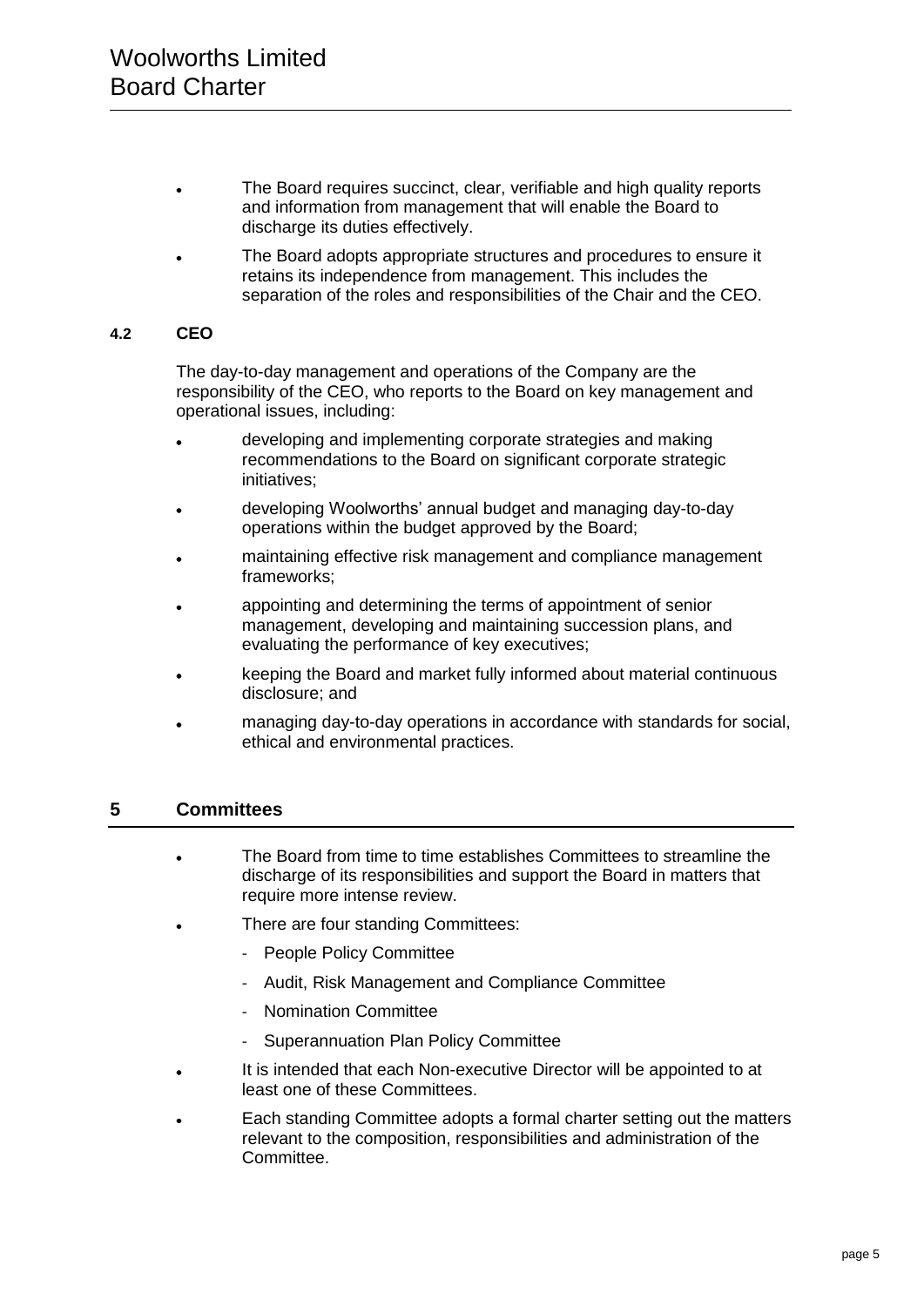- The Board requires succinct, clear, verifiable and high quality reports and information from management that will enable the Board to discharge its duties effectively.
- The Board adopts appropriate structures and procedures to ensure it retains its independence from management. This includes the separation of the roles and responsibilities of the Chair and the CEO.

### 4.2 CEO

The day-to-day management and operations of the Company are the responsibility of the CEO, who reports to the Board on key management and operational issues, including:

- developing and implementing corporate strategies and making recommendations to the Board on significant corporate strategic initiatives;
- developing Woolworths' annual budget and managing day-to-day operations within the budget approved by the Board;
- maintaining effective risk management and compliance management frameworks;
- appointing and determining the terms of appointment of senior management, developing and maintaining succession plans, and evaluating the performance of key executives;
- keeping the Board and market fully informed about material continuous disclosure; and
- managing day-to-day operations in accordance with standards for social, ethical and environmental practices.

## 5 Committees

- The Board from time to time establishes Committees to streamline the discharge of its responsibilities and support the Board in matters that require more intense review.
- There are four standing Committees:
  - People Policy Committee
  - Audit, Risk Management and Compliance Committee
  - Nomination Committee
  - Superannuation Plan Policy Committee
- It is intended that each Non-executive Director will be appointed to at least one of these Committees.
- Each standing Committee adopts a formal charter setting out the matters relevant to the composition, responsibilities and administration of the Committee.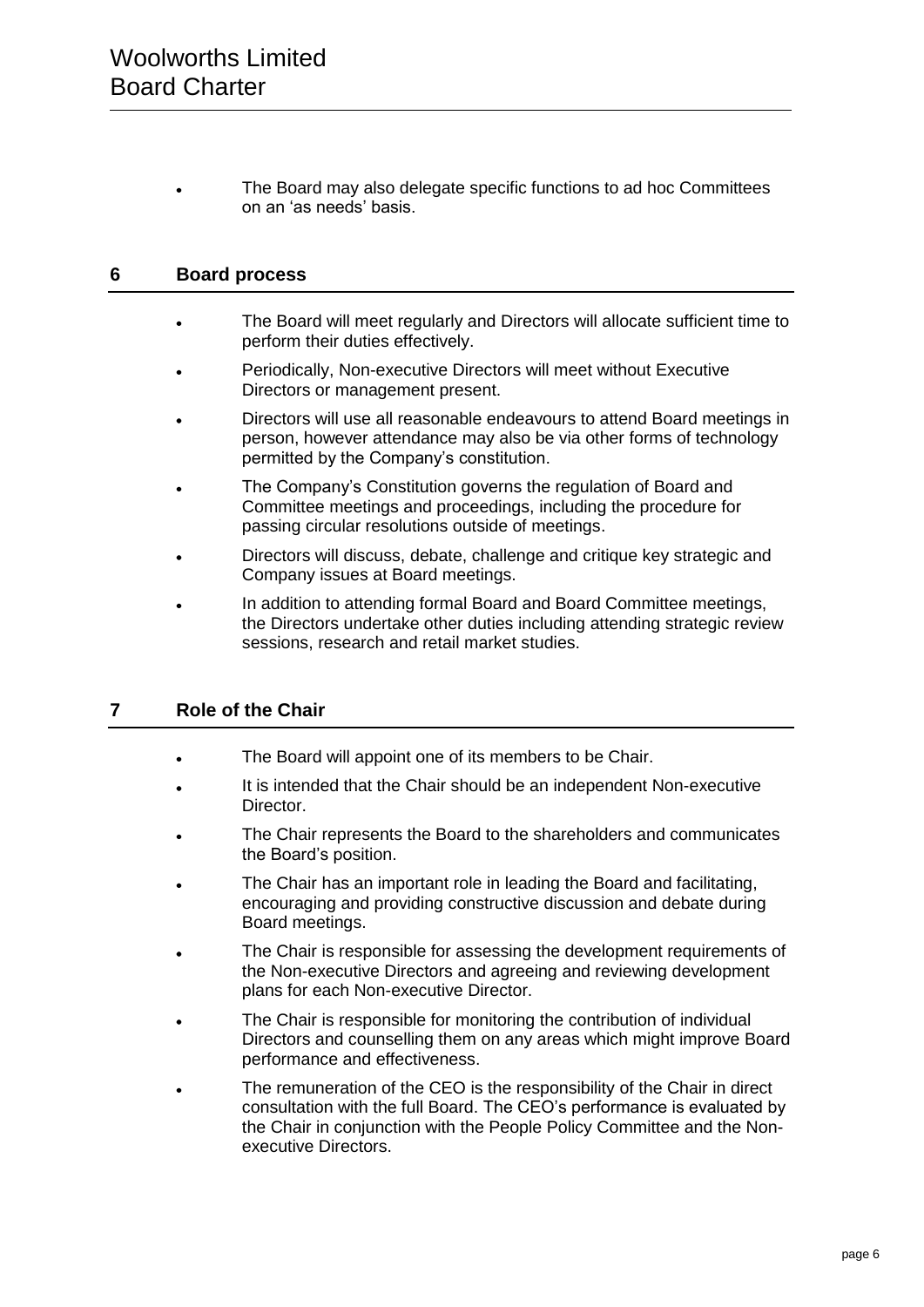- The Board may also delegate specific functions to ad hoc Committees on an 'as needs' basis.

## 6 Board process

- The Board will meet regularly and Directors will allocate sufficient time to perform their duties effectively.
- Periodically, Non-executive Directors will meet without Executive Directors or management present.
- Directors will use all reasonable endeavours to attend Board meetings in person, however attendance may also be via other forms of technology permitted by the Company's constitution.
- The Company's Constitution governs the regulation of Board and Committee meetings and proceedings, including the procedure for passing circular resolutions outside of meetings.
- Directors will discuss, debate, challenge and critique key strategic and Company issues at Board meetings.
- In addition to attending formal Board and Board Committee meetings, the Directors undertake other duties including attending strategic review sessions, research and retail market studies.

## 7 Role of the Chair

- The Board will appoint one of its members to be Chair.
- It is intended that the Chair should be an independent Non-executive Director.
- The Chair represents the Board to the shareholders and communicates the Board's position.
- The Chair has an important role in leading the Board and facilitating, encouraging and providing constructive discussion and debate during Board meetings.
- The Chair is responsible for assessing the development requirements of the Non-executive Directors and agreeing and reviewing development plans for each Non-executive Director.
- The Chair is responsible for monitoring the contribution of individual Directors and counselling them on any areas which might improve Board performance and effectiveness.
- The remuneration of the CEO is the responsibility of the Chair in direct consultation with the full Board. The CEO's performance is evaluated by the Chair in conjunction with the People Policy Committee and the Non-executive Directors.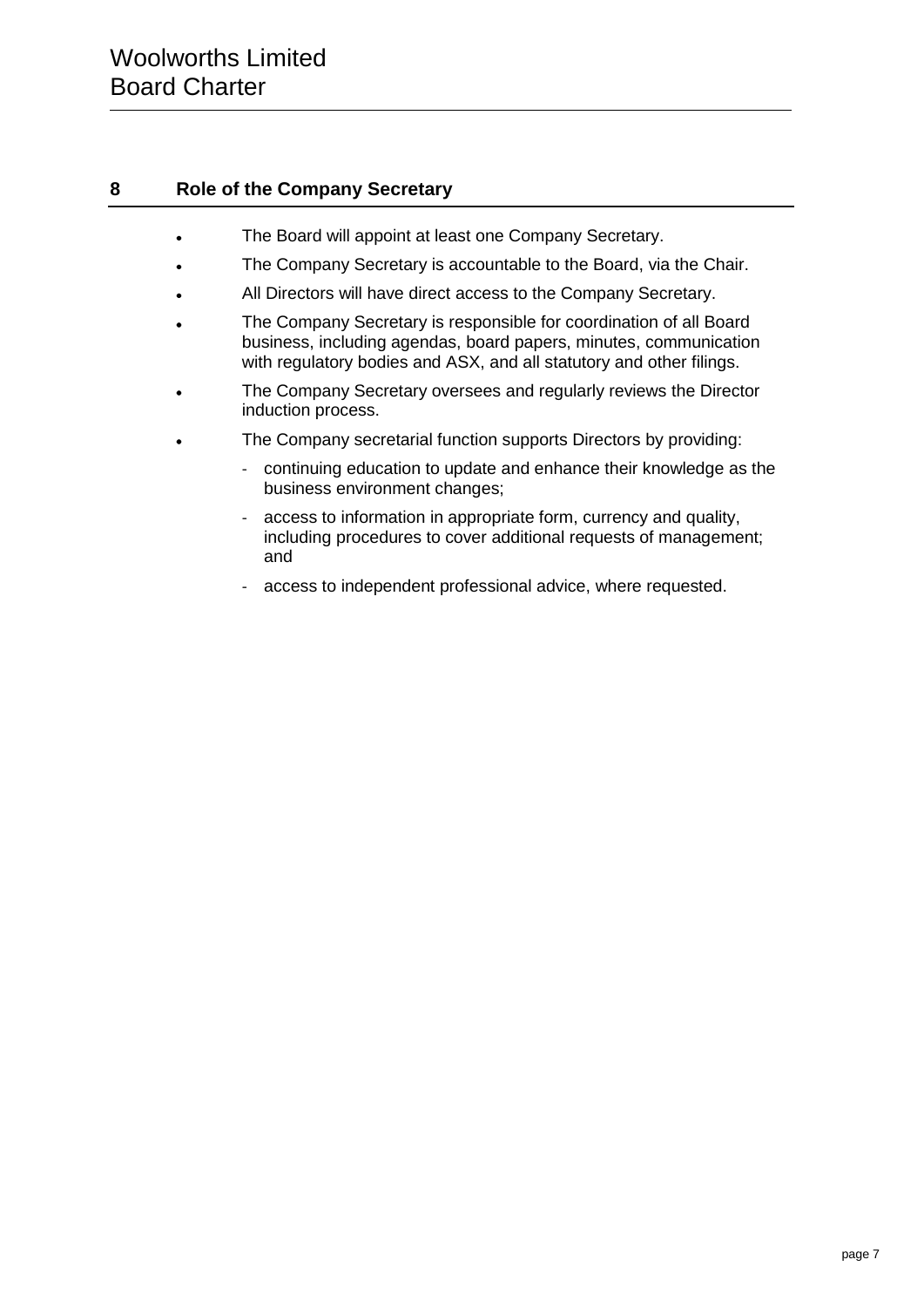## 8 Role of the Company Secretary

- The Board will appoint at least one Company Secretary.
- The Company Secretary is accountable to the Board, via the Chair.
- All Directors will have direct access to the Company Secretary.
- The Company Secretary is responsible for coordination of all Board business, including agendas, board papers, minutes, communication with regulatory bodies and ASX, and all statutory and other filings.
- The Company Secretary oversees and regularly reviews the Director induction process.
- The Company secretarial function supports Directors by providing:
  - continuing education to update and enhance their knowledge as the business environment changes;
  - access to information in appropriate form, currency and quality, including procedures to cover additional requests of management; and
  - access to independent professional advice, where requested.